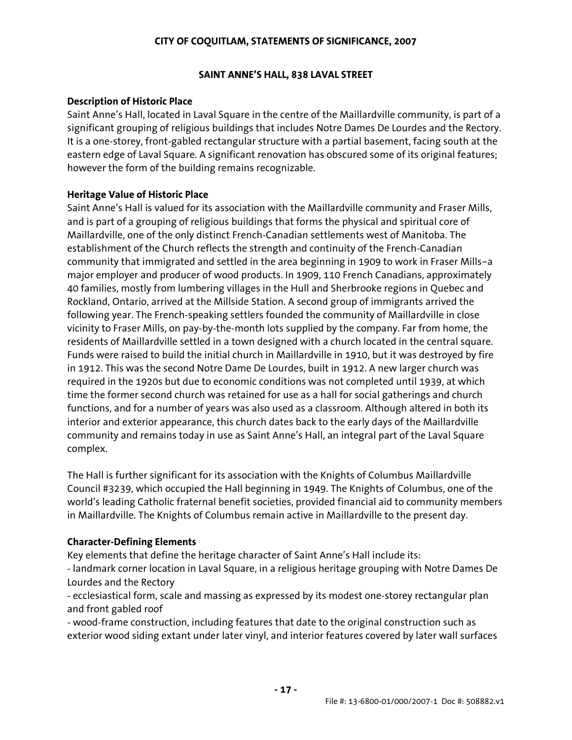**CITY OF COQUITLAM, STATEMENTS OF SIGNIFICANCE, 2007**

## SAINT ANNE'S HALL, 838 LAVAL STREET

### Description of Historic Place

Saint Anne's Hall, located in Laval Square in the centre of the Maillardville community, is part of a significant grouping of religious buildings that includes Notre Dames De Lourdes and the Rectory. It is a one-storey, front-gabled rectangular structure with a partial basement, facing south at the eastern edge of Laval Square. A significant renovation has obscured some of its original features; however the form of the building remains recognizable.

### Heritage Value of Historic Place

Saint Anne's Hall is valued for its association with the Maillardville community and Fraser Mills, and is part of a grouping of religious buildings that forms the physical and spiritual core of Maillardville, one of the only distinct French-Canadian settlements west of Manitoba. The establishment of the Church reflects the strength and continuity of the French-Canadian community that immigrated and settled in the area beginning in 1909 to work in Fraser Mills–a major employer and producer of wood products. In 1909, 110 French Canadians, approximately 40 families, mostly from lumbering villages in the Hull and Sherbrooke regions in Quebec and Rockland, Ontario, arrived at the Millside Station. A second group of immigrants arrived the following year. The French-speaking settlers founded the community of Maillardville in close vicinity to Fraser Mills, on pay-by-the-month lots supplied by the company. Far from home, the residents of Maillardville settled in a town designed with a church located in the central square. Funds were raised to build the initial church in Maillardville in 1910, but it was destroyed by fire in 1912. This was the second Notre Dame De Lourdes, built in 1912. A new larger church was required in the 1920s but due to economic conditions was not completed until 1939, at which time the former second church was retained for use as a hall for social gatherings and church functions, and for a number of years was also used as a classroom. Although altered in both its interior and exterior appearance, this church dates back to the early days of the Maillardville community and remains today in use as Saint Anne's Hall, an integral part of the Laval Square complex.

The Hall is further significant for its association with the Knights of Columbus Maillardville Council #3239, which occupied the Hall beginning in 1949. The Knights of Columbus, one of the world's leading Catholic fraternal benefit societies, provided financial aid to community members in Maillardville. The Knights of Columbus remain active in Maillardville to the present day.

### Character-Defining Elements

Key elements that define the heritage character of Saint Anne's Hall include its:

- landmark corner location in Laval Square, in a religious heritage grouping with Notre Dames De Lourdes and the Rectory
- ecclesiastical form, scale and massing as expressed by its modest one-storey rectangular plan and front gabled roof
- wood-frame construction, including features that date to the original construction such as exterior wood siding extant under later vinyl, and interior features covered by later wall surfaces

File #: 13-6800-01/000/2007-1 Doc #: 508882.v1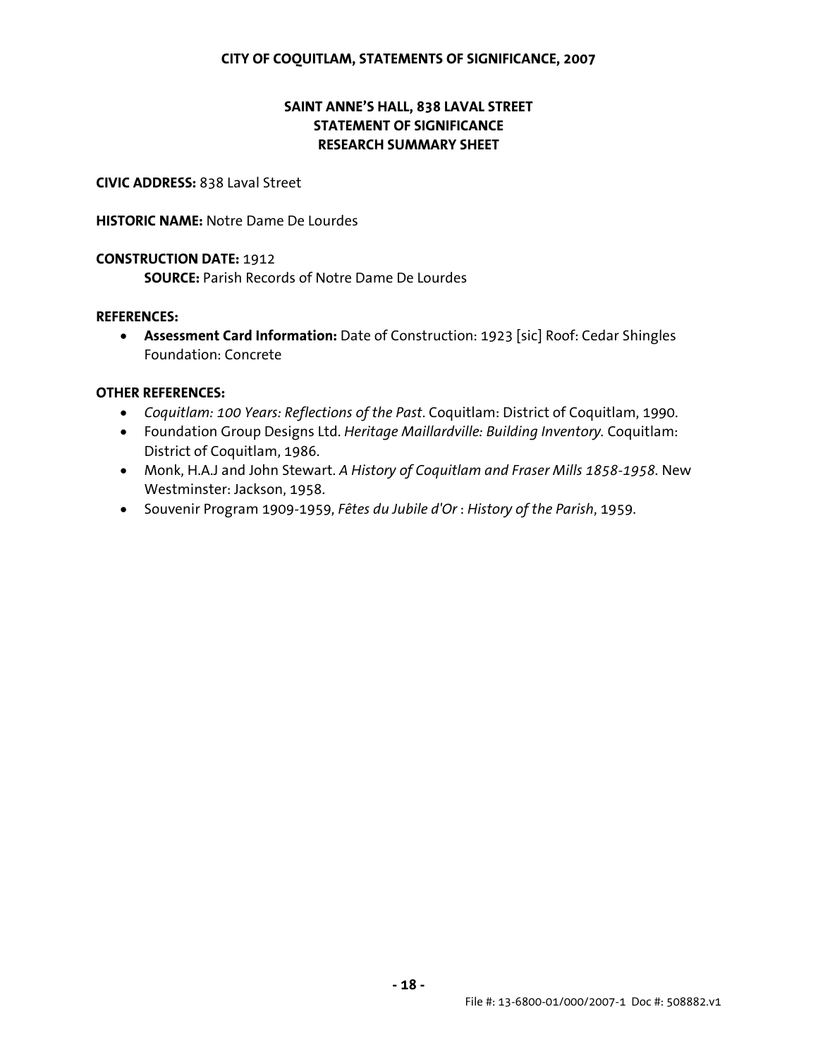# SAINT ANNE'S HALL, 838 LAVAL STREET
## STATEMENT OF SIGNIFICANCE
## RESEARCH SUMMARY SHEET

**CIVIC ADDRESS:** 838 Laval Street

**HISTORIC NAME:** Notre Dame De Lourdes

**CONSTRUCTION DATE:** 1912
**SOURCE:** Parish Records of Notre Dame De Lourdes

**REFERENCES:**

- **Assessment Card Information:** Date of Construction: 1923 [sic] Roof: Cedar Shingles Foundation: Concrete

**OTHER REFERENCES:**

- *Coquitlam: 100 Years: Reflections of the Past*. Coquitlam: District of Coquitlam, 1990.
- Foundation Group Designs Ltd. *Heritage Maillardville: Building Inventory.* Coquitlam: District of Coquitlam, 1986.
- Monk, H.A.J and John Stewart. *A History of Coquitlam and Fraser Mills 1858-1958*. New Westminster: Jackson, 1958.
- Souvenir Program 1909-1959, *Fêtes du Jubile d'Or* : *History of the Parish*, 1959.

File #: 13-6800-01/000/2007-1 Doc #: 508882.v1